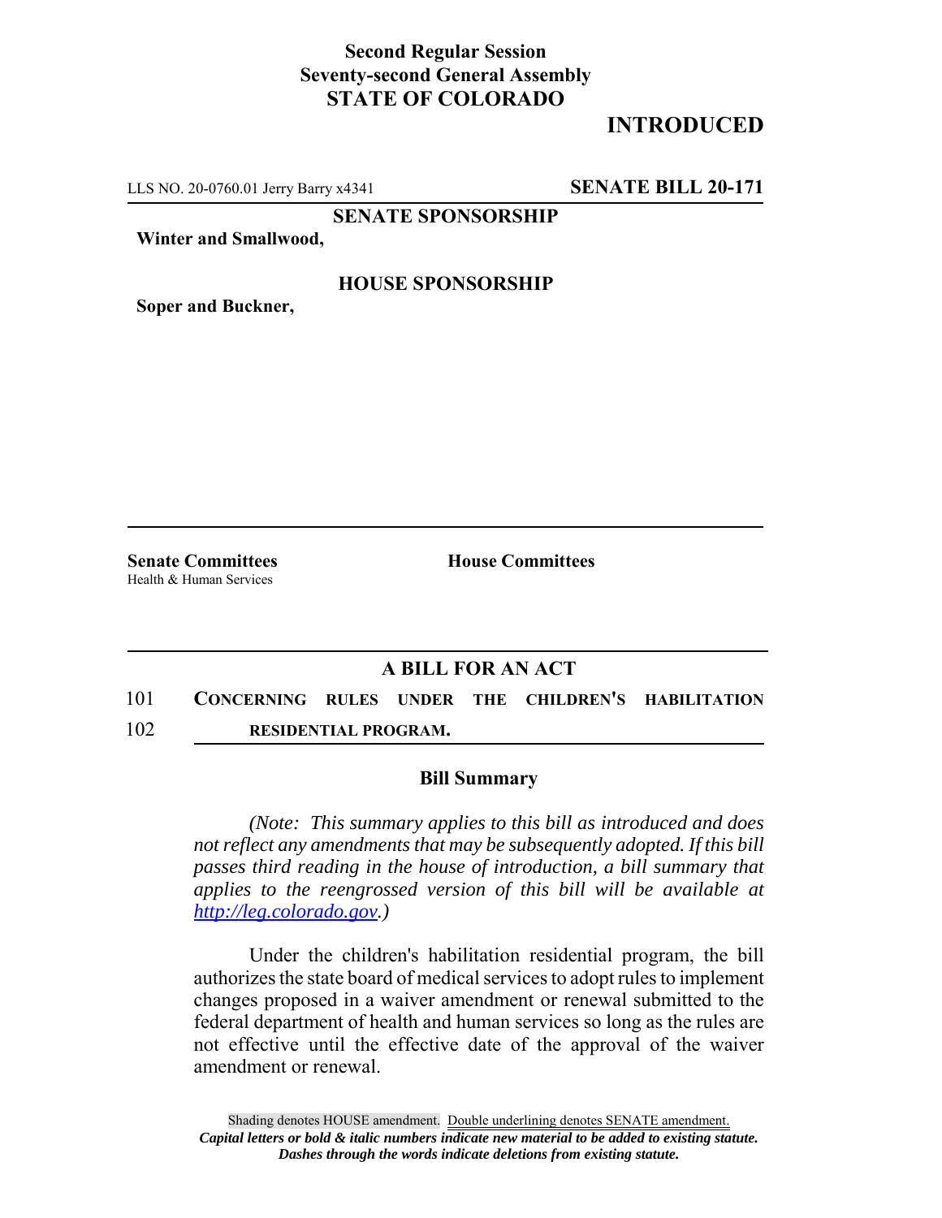**Second Regular Session**
**Seventy-second General Assembly**
**STATE OF COLORADO**

# INTRODUCED

LLS NO. 20-0760.01 Jerry Barry x4341 **SENATE BILL 20-171**

**SENATE SPONSORSHIP**

**Winter and Smallwood,**

**HOUSE SPONSORSHIP**

**Soper and Buckner,**

**Senate Committees**
Health & Human Services

**House Committees**

## A BILL FOR AN ACT

101 **CONCERNING RULES UNDER THE CHILDREN'S HABILITATION**
102 **RESIDENTIAL PROGRAM.**

### Bill Summary

*(Note: This summary applies to this bill as introduced and does not reflect any amendments that may be subsequently adopted. If this bill passes third reading in the house of introduction, a bill summary that applies to the reengrossed version of this bill will be available at http://leg.colorado.gov.)*

Under the children's habilitation residential program, the bill authorizes the state board of medical services to adopt rules to implement changes proposed in a waiver amendment or renewal submitted to the federal department of health and human services so long as the rules are not effective until the effective date of the approval of the waiver amendment or renewal.

Shading denotes HOUSE amendment. Double underlining denotes SENATE amendment.
*Capital letters or bold & italic numbers indicate new material to be added to existing statute.*
*Dashes through the words indicate deletions from existing statute.*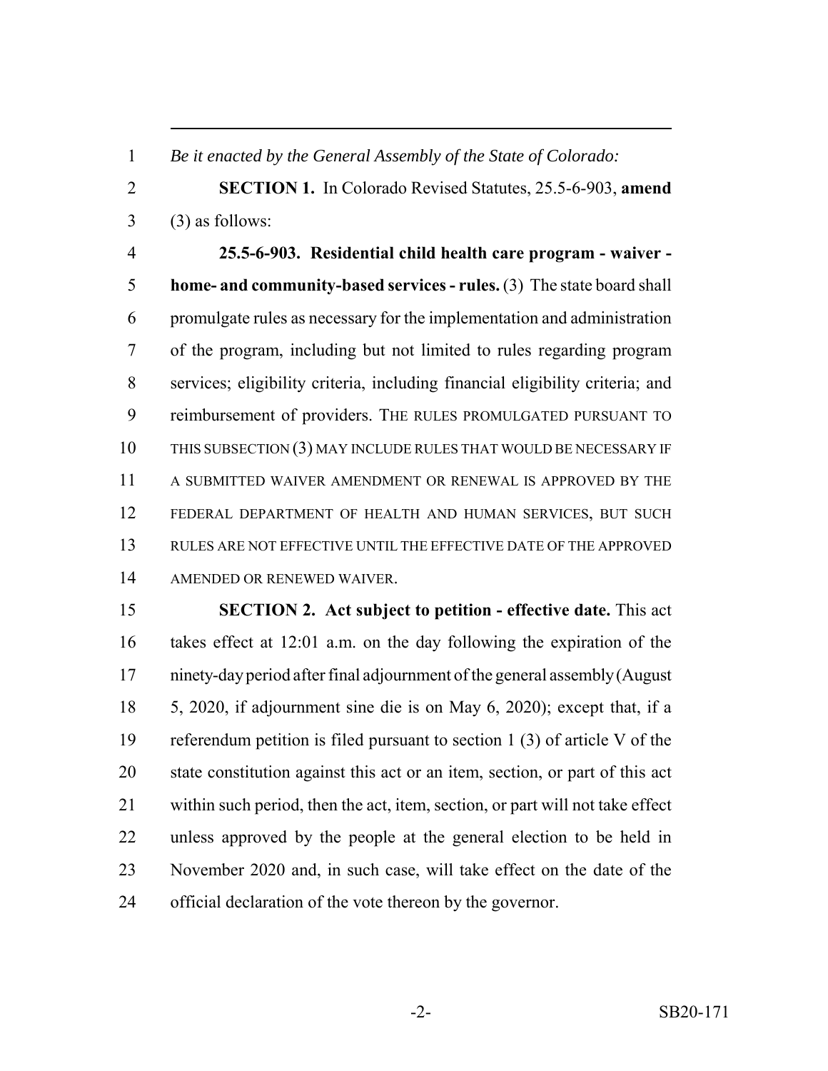*Be it enacted by the General Assembly of the State of Colorado:*

**SECTION 1.** In Colorado Revised Statutes, 25.5-6-903, **amend** (3) as follows:

**25.5-6-903. Residential child health care program - waiver - home- and community-based services - rules.** (3) The state board shall promulgate rules as necessary for the implementation and administration of the program, including but not limited to rules regarding program services; eligibility criteria, including financial eligibility criteria; and reimbursement of providers. THE RULES PROMULGATED PURSUANT TO THIS SUBSECTION (3) MAY INCLUDE RULES THAT WOULD BE NECESSARY IF A SUBMITTED WAIVER AMENDMENT OR RENEWAL IS APPROVED BY THE FEDERAL DEPARTMENT OF HEALTH AND HUMAN SERVICES, BUT SUCH RULES ARE NOT EFFECTIVE UNTIL THE EFFECTIVE DATE OF THE APPROVED AMENDED OR RENEWED WAIVER.

**SECTION 2. Act subject to petition - effective date.** This act takes effect at 12:01 a.m. on the day following the expiration of the ninety-day period after final adjournment of the general assembly (August 5, 2020, if adjournment sine die is on May 6, 2020); except that, if a referendum petition is filed pursuant to section 1 (3) of article V of the state constitution against this act or an item, section, or part of this act within such period, then the act, item, section, or part will not take effect unless approved by the people at the general election to be held in November 2020 and, in such case, will take effect on the date of the official declaration of the vote thereon by the governor.